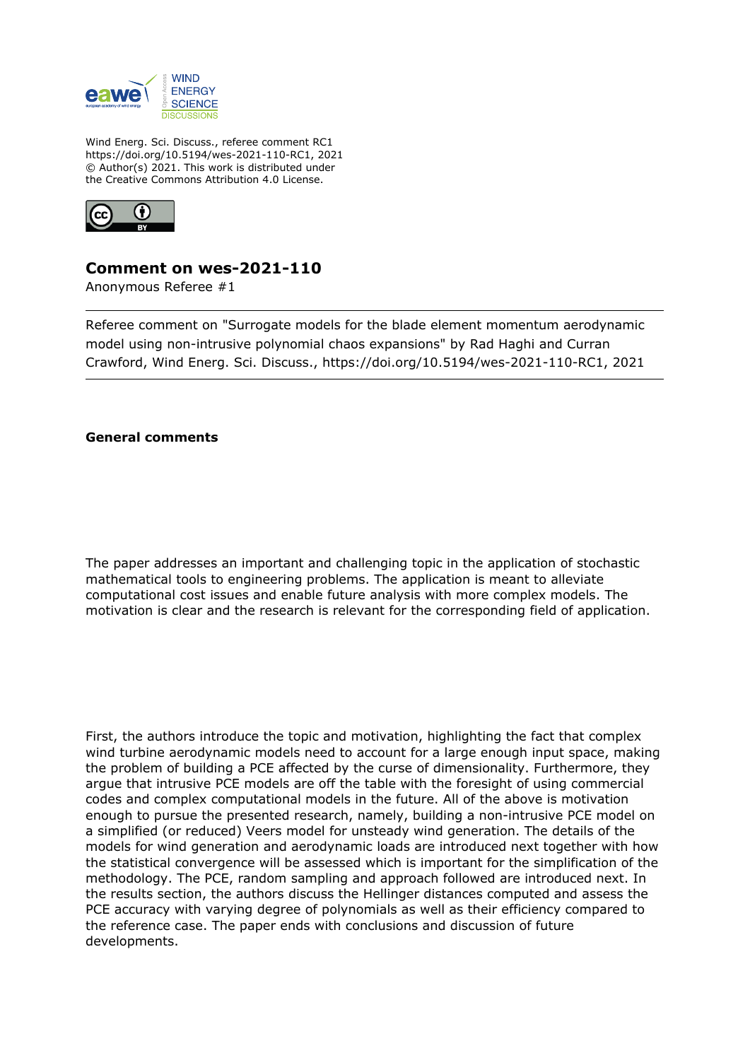Wind Energ. Sci. Discuss., referee comment RC1
https://doi.org/10.5194/wes-2021-110-RC1, 2021
© Author(s) 2021. This work is distributed under
the Creative Commons Attribution 4.0 License.

# Comment on wes-2021-110

Anonymous Referee #1

---

Referee comment on "Surrogate models for the blade element momentum aerodynamic model using non-intrusive polynomial chaos expansions" by Rad Haghi and Curran Crawford, Wind Energ. Sci. Discuss., https://doi.org/10.5194/wes-2021-110-RC1, 2021

---

**General comments**

The paper addresses an important and challenging topic in the application of stochastic mathematical tools to engineering problems. The application is meant to alleviate computational cost issues and enable future analysis with more complex models. The motivation is clear and the research is relevant for the corresponding field of application.

First, the authors introduce the topic and motivation, highlighting the fact that complex wind turbine aerodynamic models need to account for a large enough input space, making the problem of building a PCE affected by the curse of dimensionality. Furthermore, they argue that intrusive PCE models are off the table with the foresight of using commercial codes and complex computational models in the future. All of the above is motivation enough to pursue the presented research, namely, building a non-intrusive PCE model on a simplified (or reduced) Veers model for unsteady wind generation. The details of the models for wind generation and aerodynamic loads are introduced next together with how the statistical convergence will be assessed which is important for the simplification of the methodology. The PCE, random sampling and approach followed are introduced next. In the results section, the authors discuss the Hellinger distances computed and assess the PCE accuracy with varying degree of polynomials as well as their efficiency compared to the reference case. The paper ends with conclusions and discussion of future developments.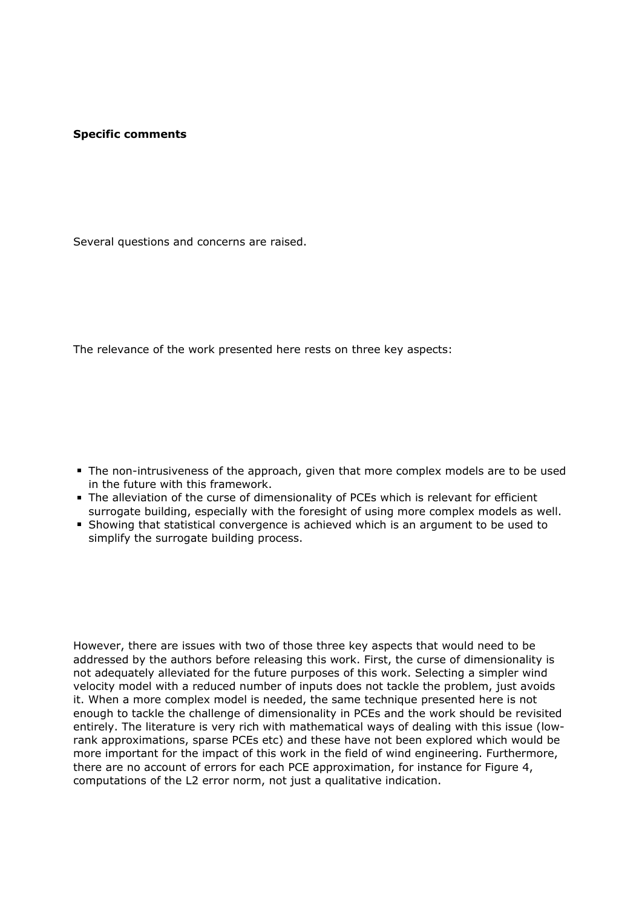**Specific comments**

Several questions and concerns are raised.

The relevance of the work presented here rests on three key aspects:

- The non-intrusiveness of the approach, given that more complex models are to be used in the future with this framework.
- The alleviation of the curse of dimensionality of PCEs which is relevant for efficient surrogate building, especially with the foresight of using more complex models as well.
- Showing that statistical convergence is achieved which is an argument to be used to simplify the surrogate building process.

However, there are issues with two of those three key aspects that would need to be addressed by the authors before releasing this work. First, the curse of dimensionality is not adequately alleviated for the future purposes of this work. Selecting a simpler wind velocity model with a reduced number of inputs does not tackle the problem, just avoids it. When a more complex model is needed, the same technique presented here is not enough to tackle the challenge of dimensionality in PCEs and the work should be revisited entirely. The literature is very rich with mathematical ways of dealing with this issue (low-rank approximations, sparse PCEs etc) and these have not been explored which would be more important for the impact of this work in the field of wind engineering. Furthermore, there are no account of errors for each PCE approximation, for instance for Figure 4, computations of the L2 error norm, not just a qualitative indication.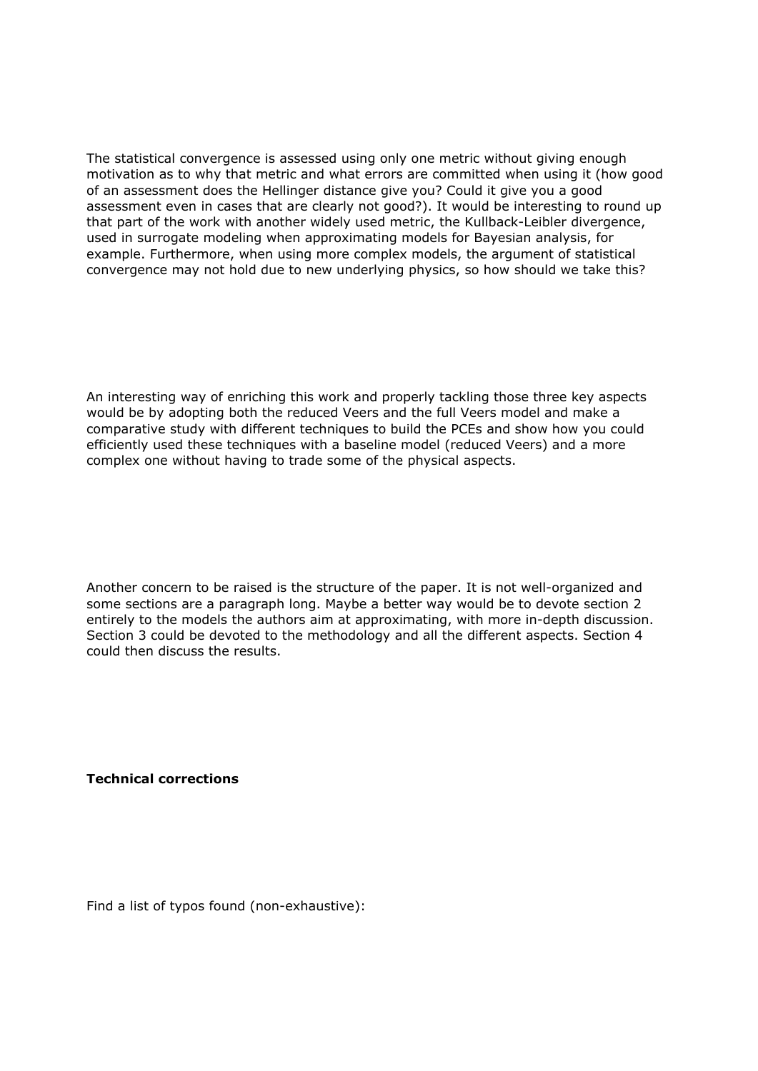The statistical convergence is assessed using only one metric without giving enough motivation as to why that metric and what errors are committed when using it (how good of an assessment does the Hellinger distance give you? Could it give you a good assessment even in cases that are clearly not good?). It would be interesting to round up that part of the work with another widely used metric, the Kullback-Leibler divergence, used in surrogate modeling when approximating models for Bayesian analysis, for example. Furthermore, when using more complex models, the argument of statistical convergence may not hold due to new underlying physics, so how should we take this?

An interesting way of enriching this work and properly tackling those three key aspects would be by adopting both the reduced Veers and the full Veers model and make a comparative study with different techniques to build the PCEs and show how you could efficiently used these techniques with a baseline model (reduced Veers) and a more complex one without having to trade some of the physical aspects.

Another concern to be raised is the structure of the paper. It is not well-organized and some sections are a paragraph long. Maybe a better way would be to devote section 2 entirely to the models the authors aim at approximating, with more in-depth discussion. Section 3 could be devoted to the methodology and all the different aspects. Section 4 could then discuss the results.

**Technical corrections**

Find a list of typos found (non-exhaustive):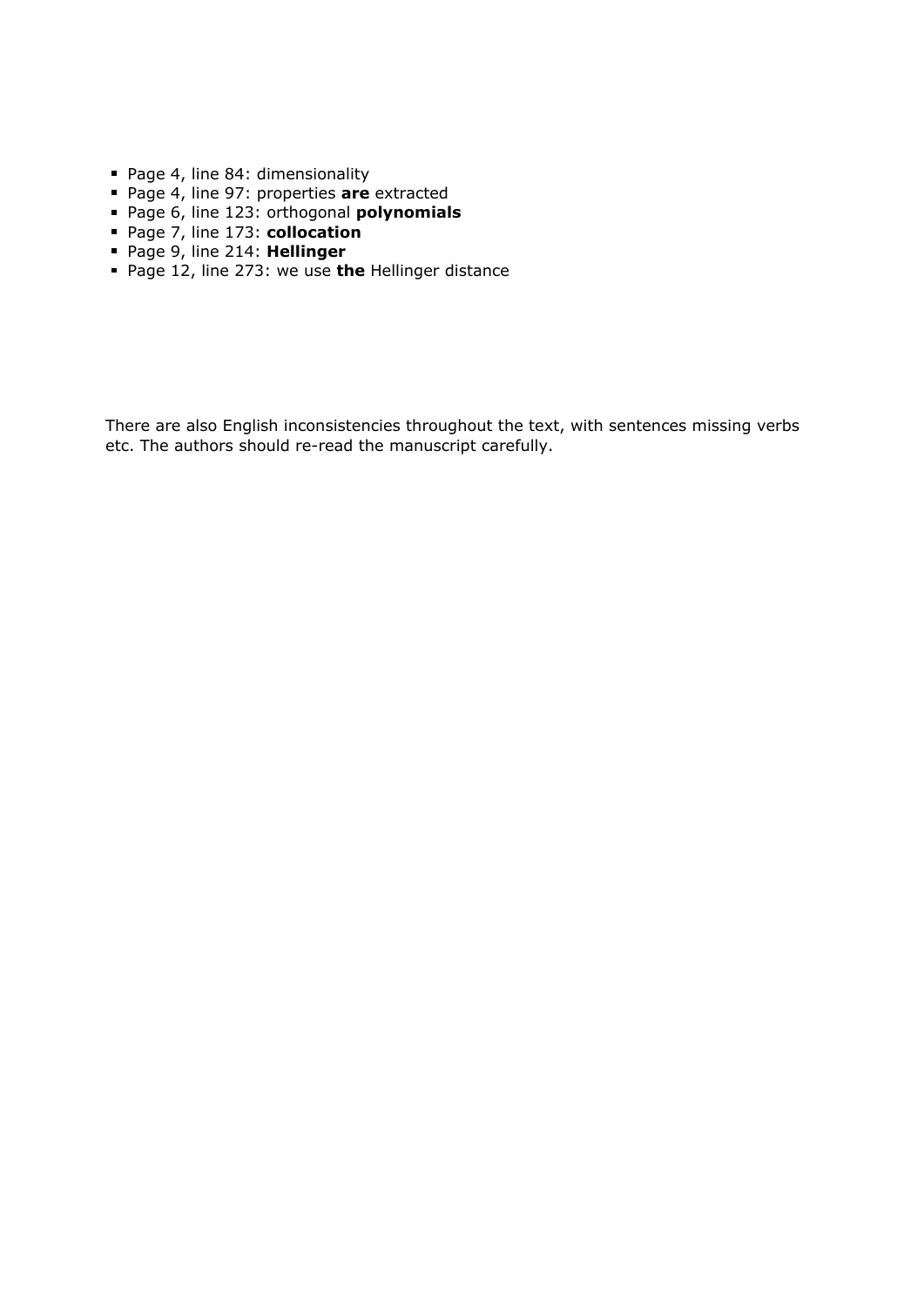- Page 4, line 84: dimensionality
- Page 4, line 97: properties **are** extracted
- Page 6, line 123: orthogonal **polynomials**
- Page 7, line 173: **collocation**
- Page 9, line 214: **Hellinger**
- Page 12, line 273: we use **the** Hellinger distance

There are also English inconsistencies throughout the text, with sentences missing verbs etc. The authors should re-read the manuscript carefully.